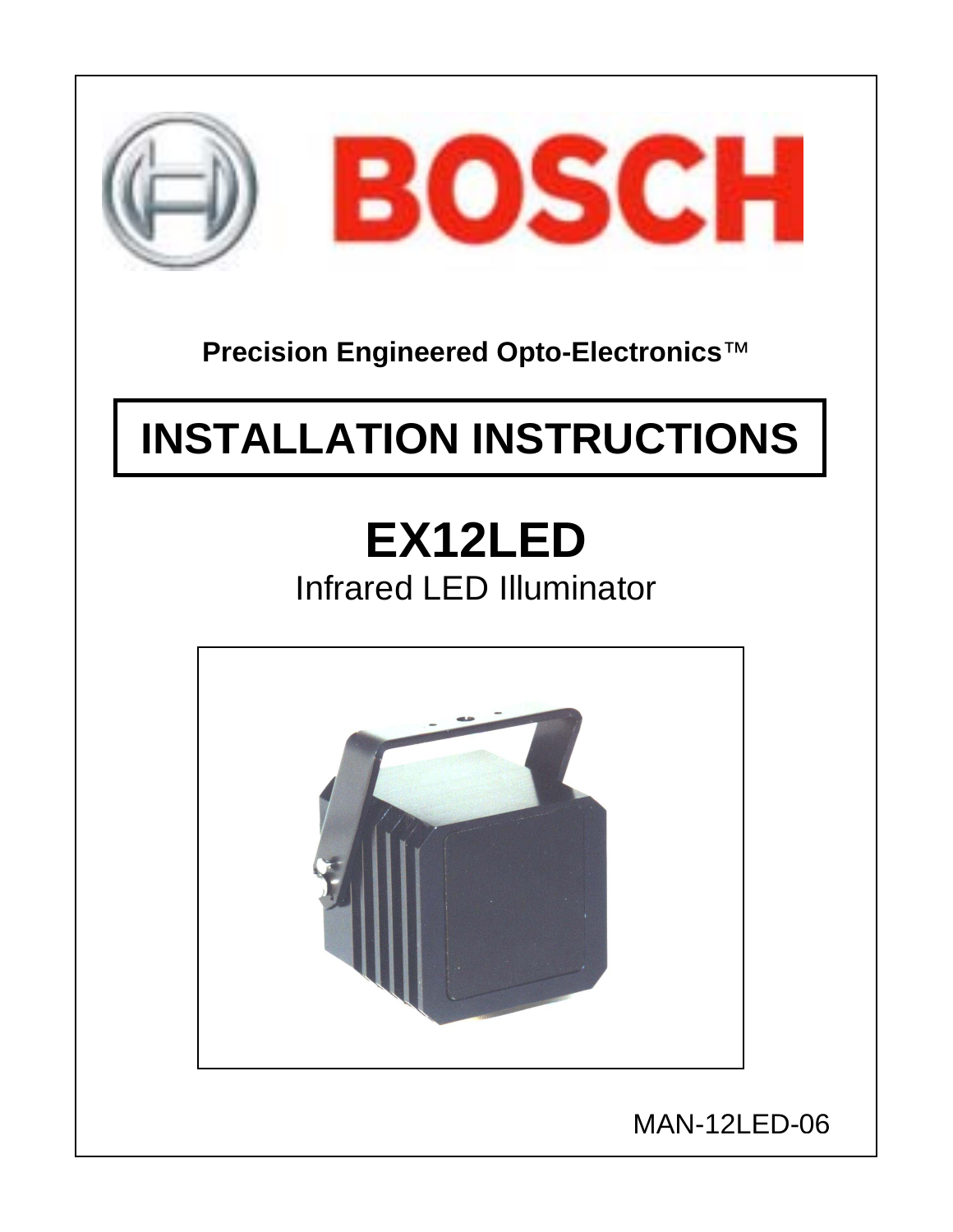BOSCH

**Precision Engineered Opto-Electronics™**

# INSTALLATION INSTRUCTIONS

# EX12LED

## Infrared LED Illuminator

MAN-12LED-06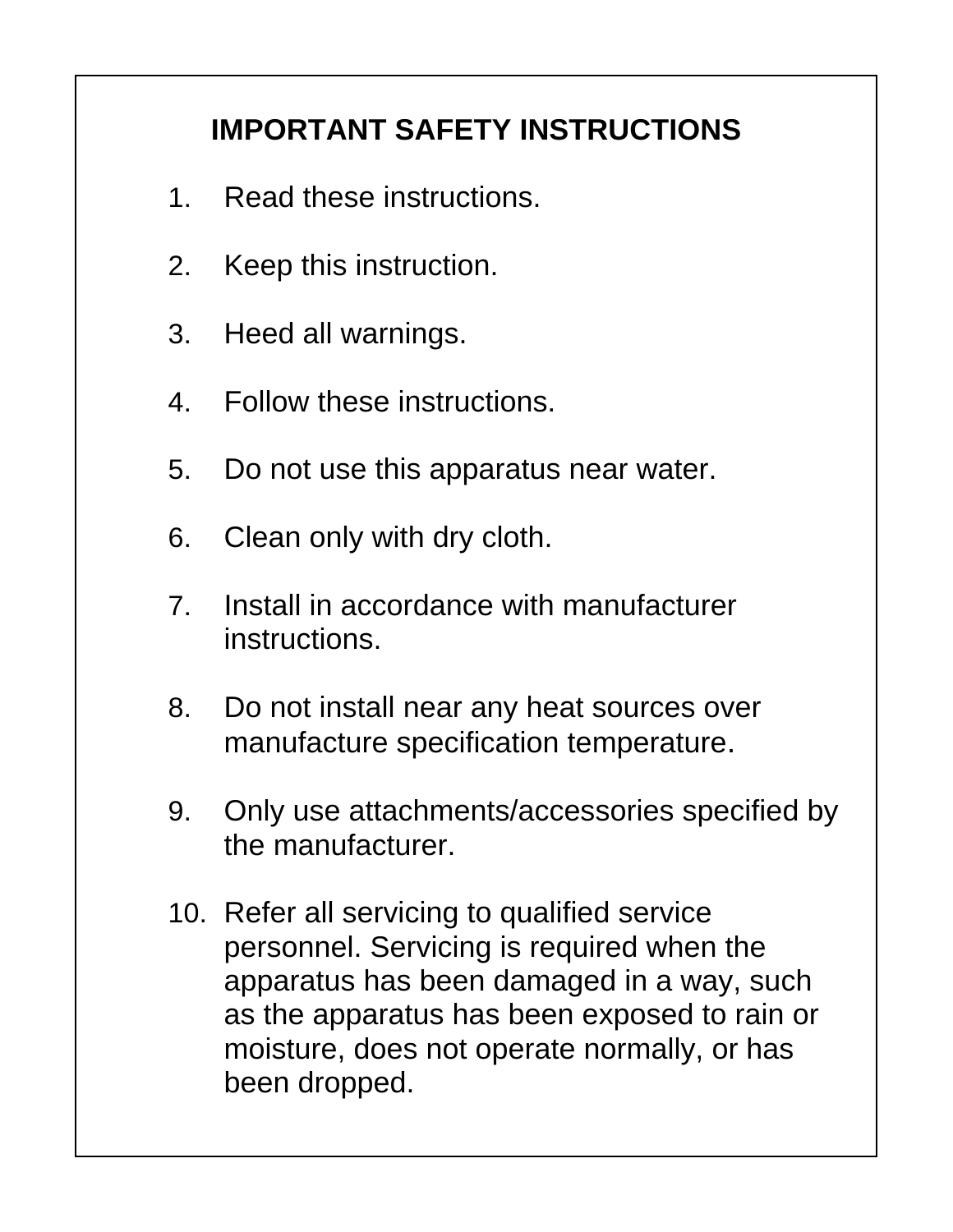# IMPORTANT SAFETY INSTRUCTIONS

1. Read these instructions.
2. Keep this instruction.
3. Heed all warnings.
4. Follow these instructions.
5. Do not use this apparatus near water.
6. Clean only with dry cloth.
7. Install in accordance with manufacturer instructions.
8. Do not install near any heat sources over manufacture specification temperature.
9. Only use attachments/accessories specified by the manufacturer.
10. Refer all servicing to qualified service personnel. Servicing is required when the apparatus has been damaged in a way, such as the apparatus has been exposed to rain or moisture, does not operate normally, or has been dropped.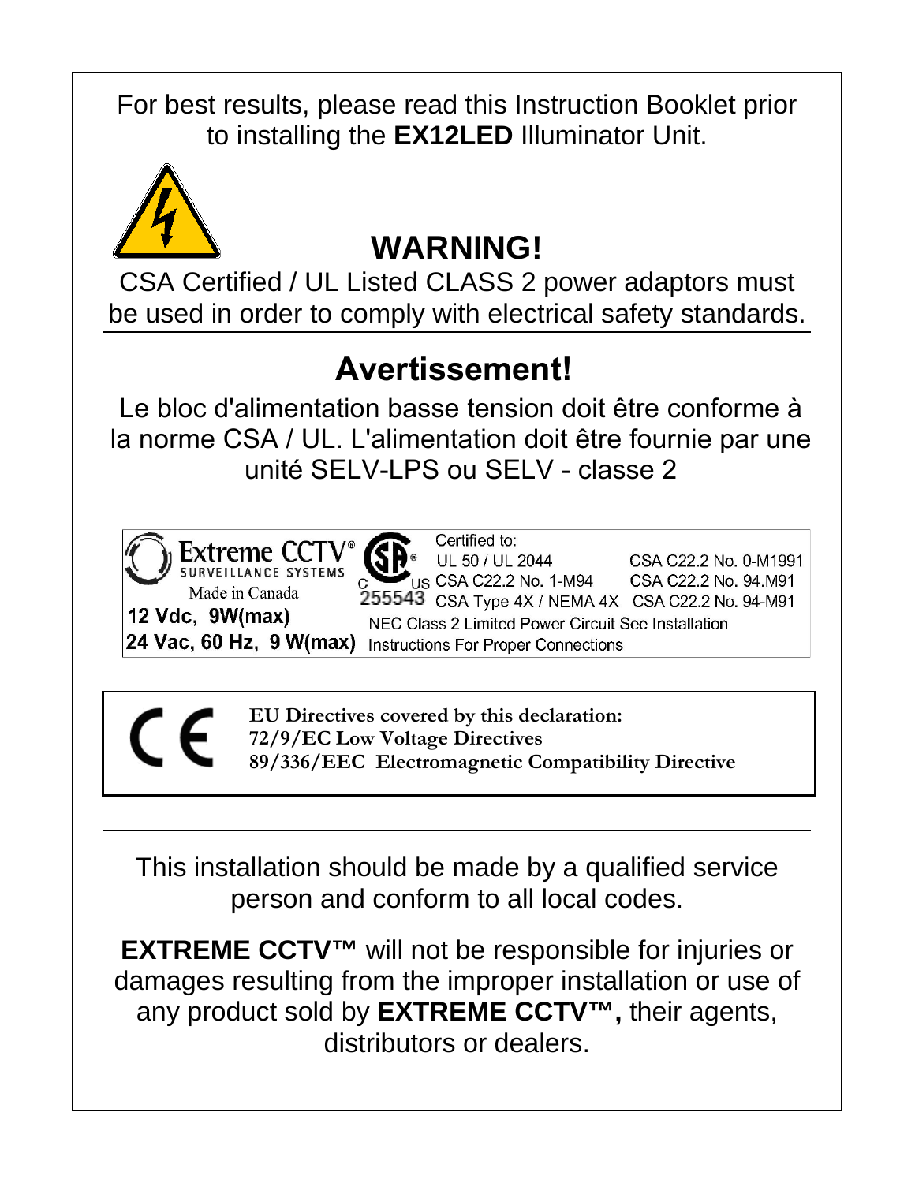For best results, please read this Instruction Booklet prior to installing the **EX12LED** Illuminator Unit.

## WARNING!

CSA Certified / UL Listed CLASS 2 power adaptors must be used in order to comply with electrical safety standards.

## Avertissement!

Le bloc d'alimentation basse tension doit être conforme à la norme CSA / UL. L'alimentation doit être fournie par une unité SELV-LPS ou SELV - classe 2

Extreme CCTV®
SURVEILLANCE SYSTEMS
Made in Canada

**12 Vdc, 9W(max)**
**24 Vac, 60 Hz, 9 W(max)**

C US 255543

Certified to:

| | |
|---|---|
| UL 50 / UL 2044 | CSA C22.2 No. 0-M1991 |
| CSA C22.2 No. 1-M94 | CSA C22.2 No. 94.M91 |
| CSA Type 4X / NEMA 4X | CSA C22.2 No. 94-M91 |

NEC Class 2 Limited Power Circuit See Installation Instructions For Proper Connections

CE

**EU Directives covered by this declaration:**
**72/9/EC Low Voltage Directives**
**89/336/EEC Electromagnetic Compatibility Directive**

---

This installation should be made by a qualified service person and conform to all local codes.

**EXTREME CCTV™** will not be responsible for injuries or damages resulting from the improper installation or use of any product sold by **EXTREME CCTV™,** their agents, distributors or dealers.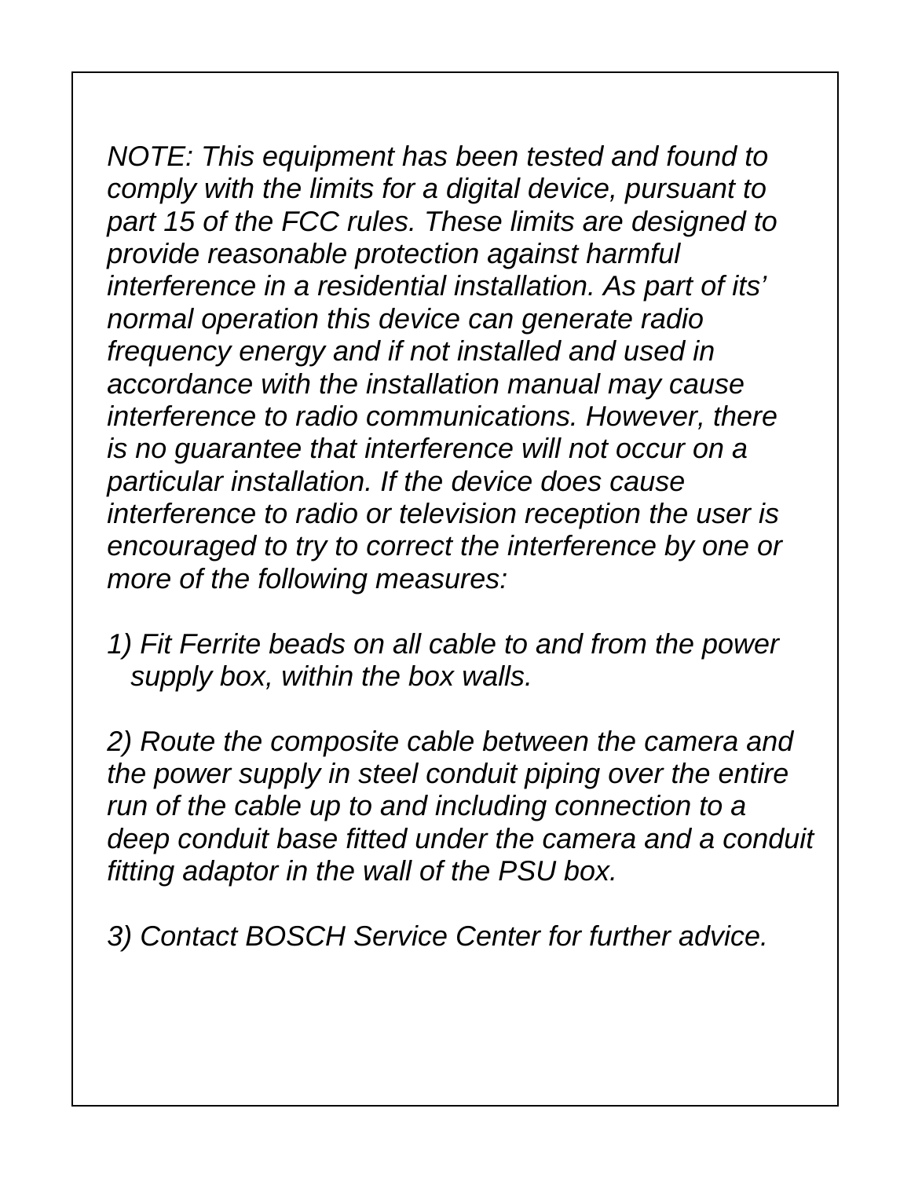*NOTE: This equipment has been tested and found to comply with the limits for a digital device, pursuant to part 15 of the FCC rules. These limits are designed to provide reasonable protection against harmful interference in a residential installation. As part of its' normal operation this device can generate radio frequency energy and if not installed and used in accordance with the installation manual may cause interference to radio communications. However, there is no guarantee that interference will not occur on a particular installation. If the device does cause interference to radio or television reception the user is encouraged to try to correct the interference by one or more of the following measures:*

*1) Fit Ferrite beads on all cable to and from the power supply box, within the box walls.*

*2) Route the composite cable between the camera and the power supply in steel conduit piping over the entire run of the cable up to and including connection to a deep conduit base fitted under the camera and a conduit fitting adaptor in the wall of the PSU box.*

*3) Contact BOSCH Service Center for further advice.*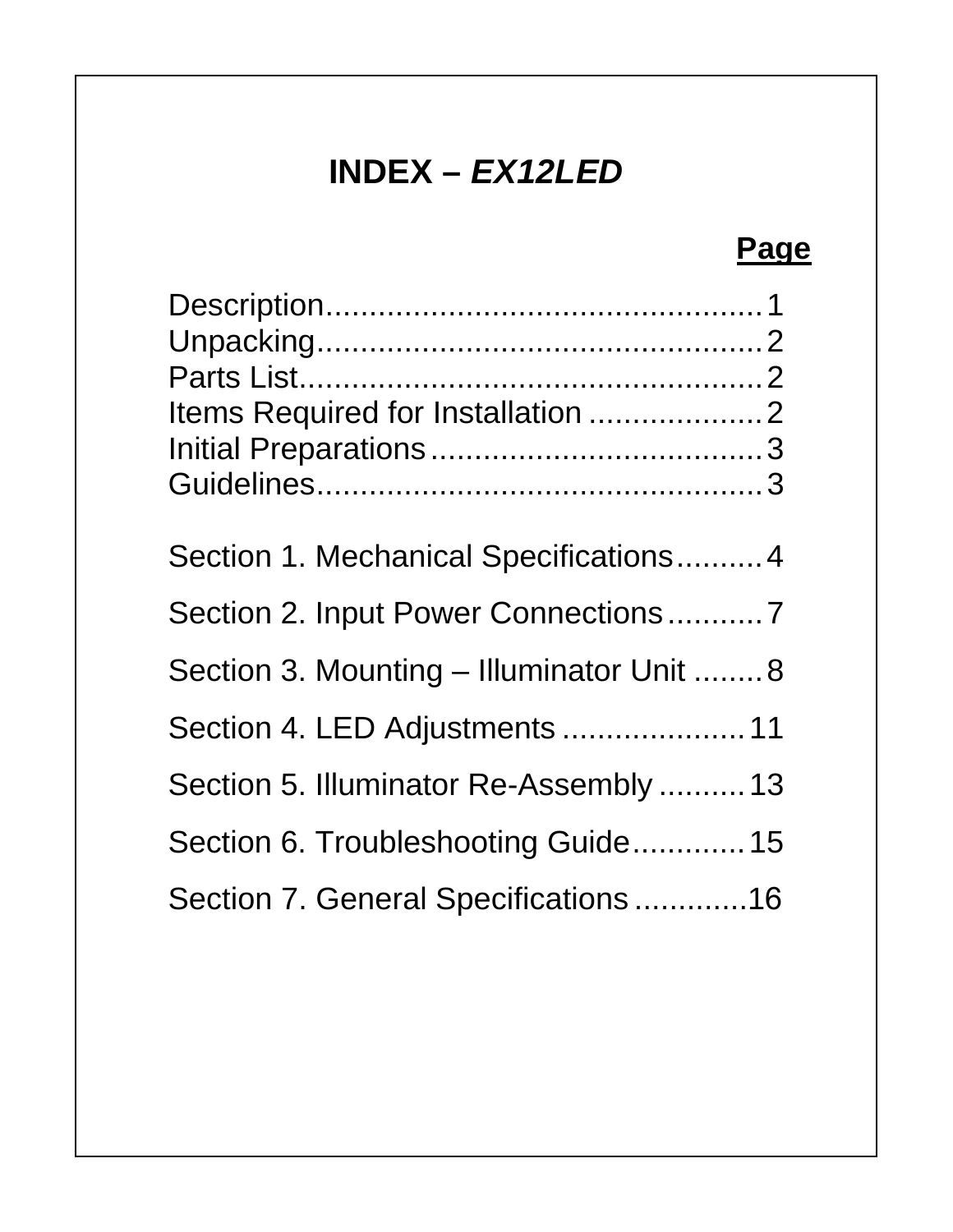# INDEX – *EX12LED*

**Page**

Description.................................................1
Unpacking...................................................2
Parts List....................................................2
Items Required for Installation ....................2
Initial Preparations......................................3
Guidelines...................................................3

Section 1. Mechanical Specifications..........4

Section 2. Input Power Connections...........7

Section 3. Mounting – Illuminator Unit ........8

Section 4. LED Adjustments .....................11

Section 5. Illuminator Re-Assembly ..........13

Section 6. Troubleshooting Guide.............15

Section 7. General Specifications .............16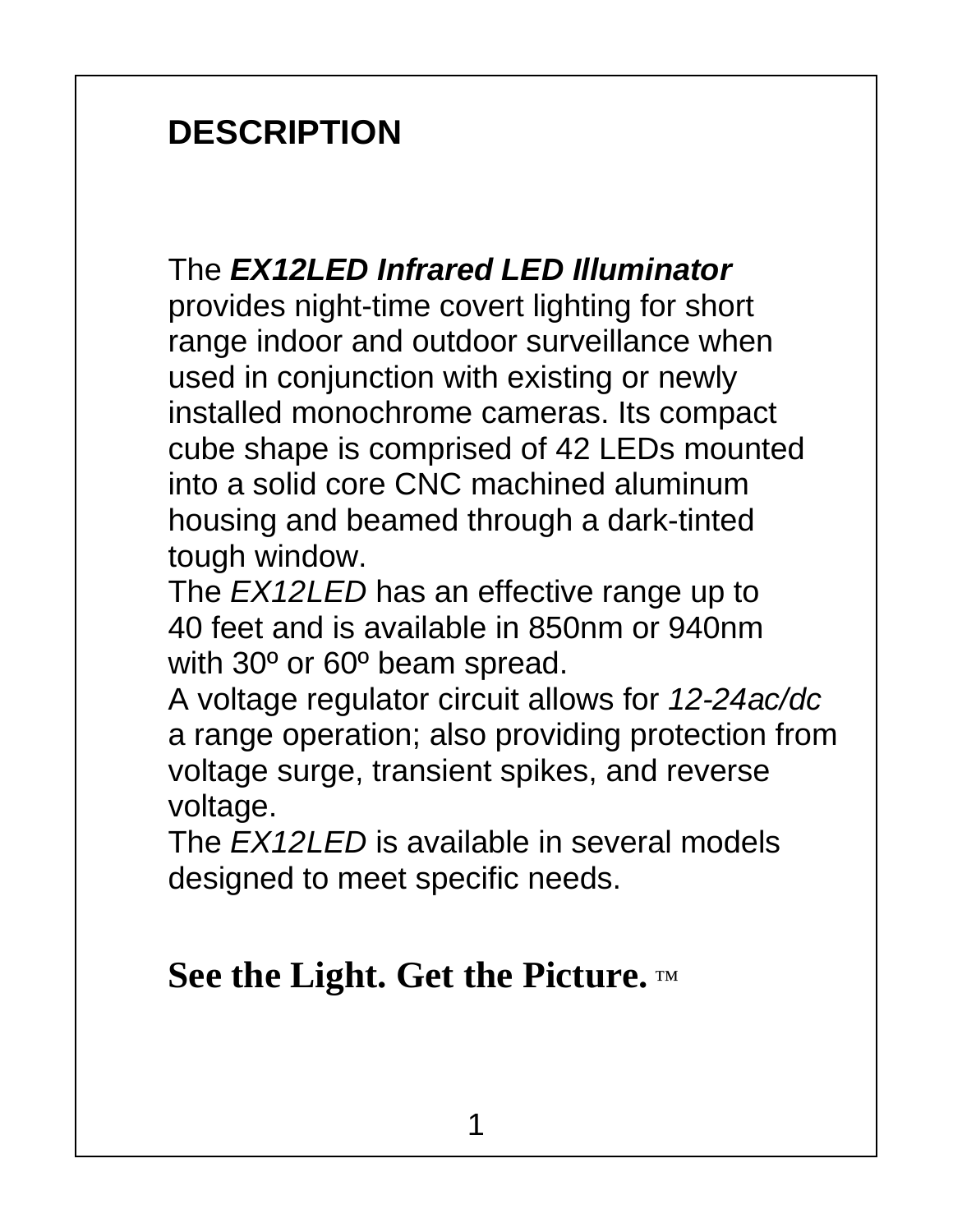# DESCRIPTION

The ***EX12LED Infrared LED Illuminator*** provides night-time covert lighting for short range indoor and outdoor surveillance when used in conjunction with existing or newly installed monochrome cameras. Its compact cube shape is comprised of 42 LEDs mounted into a solid core CNC machined aluminum housing and beamed through a dark-tinted tough window.

The *EX12LED* has an effective range up to 40 feet and is available in 850nm or 940nm with 30º or 60º beam spread.

A voltage regulator circuit allows for *12-24ac/dc* a range operation; also providing protection from voltage surge, transient spikes, and reverse voltage.

The *EX12LED* is available in several models designed to meet specific needs.

**See the Light. Get the Picture.** ™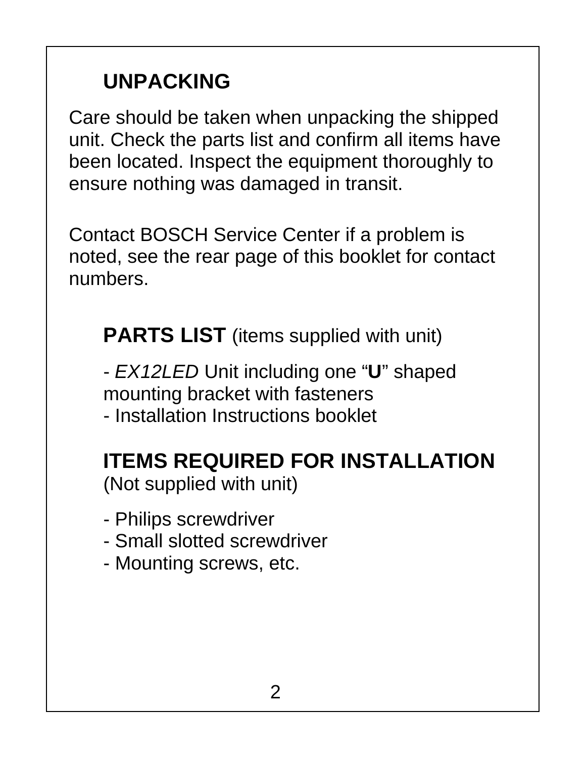## UNPACKING

Care should be taken when unpacking the shipped unit. Check the parts list and confirm all items have been located. Inspect the equipment thoroughly to ensure nothing was damaged in transit.

Contact BOSCH Service Center if a problem is noted, see the rear page of this booklet for contact numbers.

## PARTS LIST (items supplied with unit)

- *EX12LED* Unit including one "**U**" shaped mounting bracket with fasteners
- Installation Instructions booklet

## ITEMS REQUIRED FOR INSTALLATION

(Not supplied with unit)

- Philips screwdriver
- Small slotted screwdriver
- Mounting screws, etc.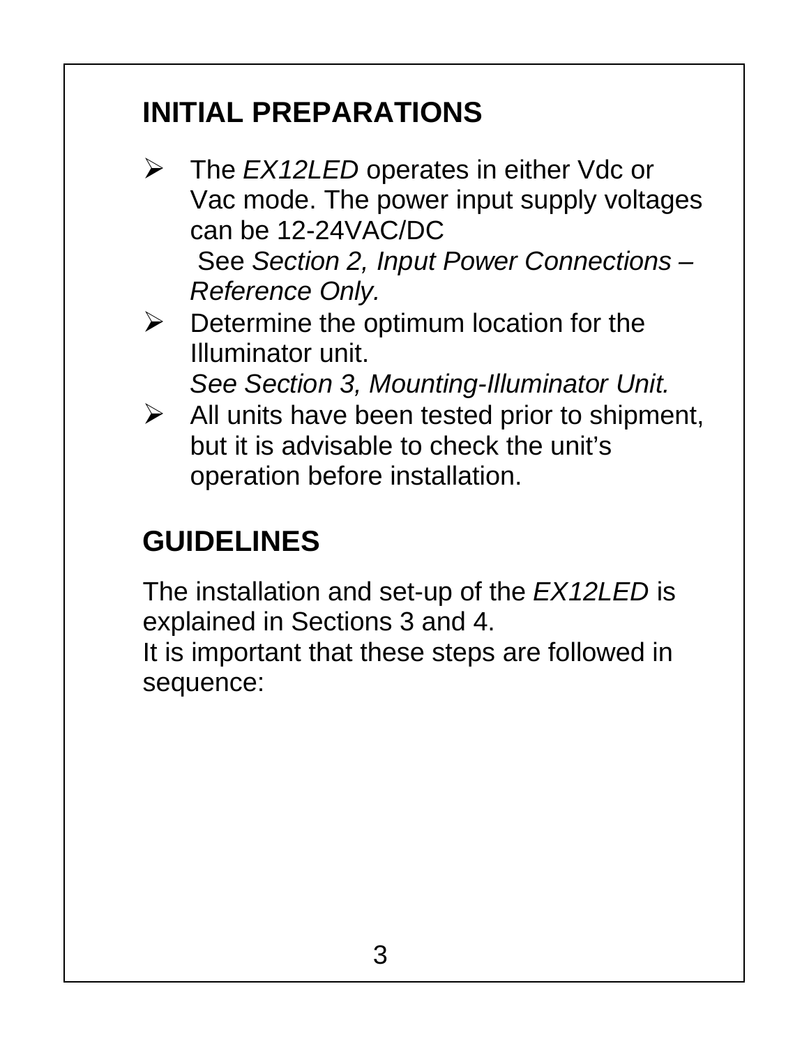## INITIAL PREPARATIONS

- The *EX12LED* operates in either Vdc or Vac mode. The power input supply voltages can be 12-24VAC/DC
  See *Section 2, Input Power Connections – Reference Only.*
- Determine the optimum location for the Illuminator unit.
  *See Section 3, Mounting-Illuminator Unit.*
- All units have been tested prior to shipment, but it is advisable to check the unit's operation before installation.

## GUIDELINES

The installation and set-up of the *EX12LED* is explained in Sections 3 and 4.
It is important that these steps are followed in sequence: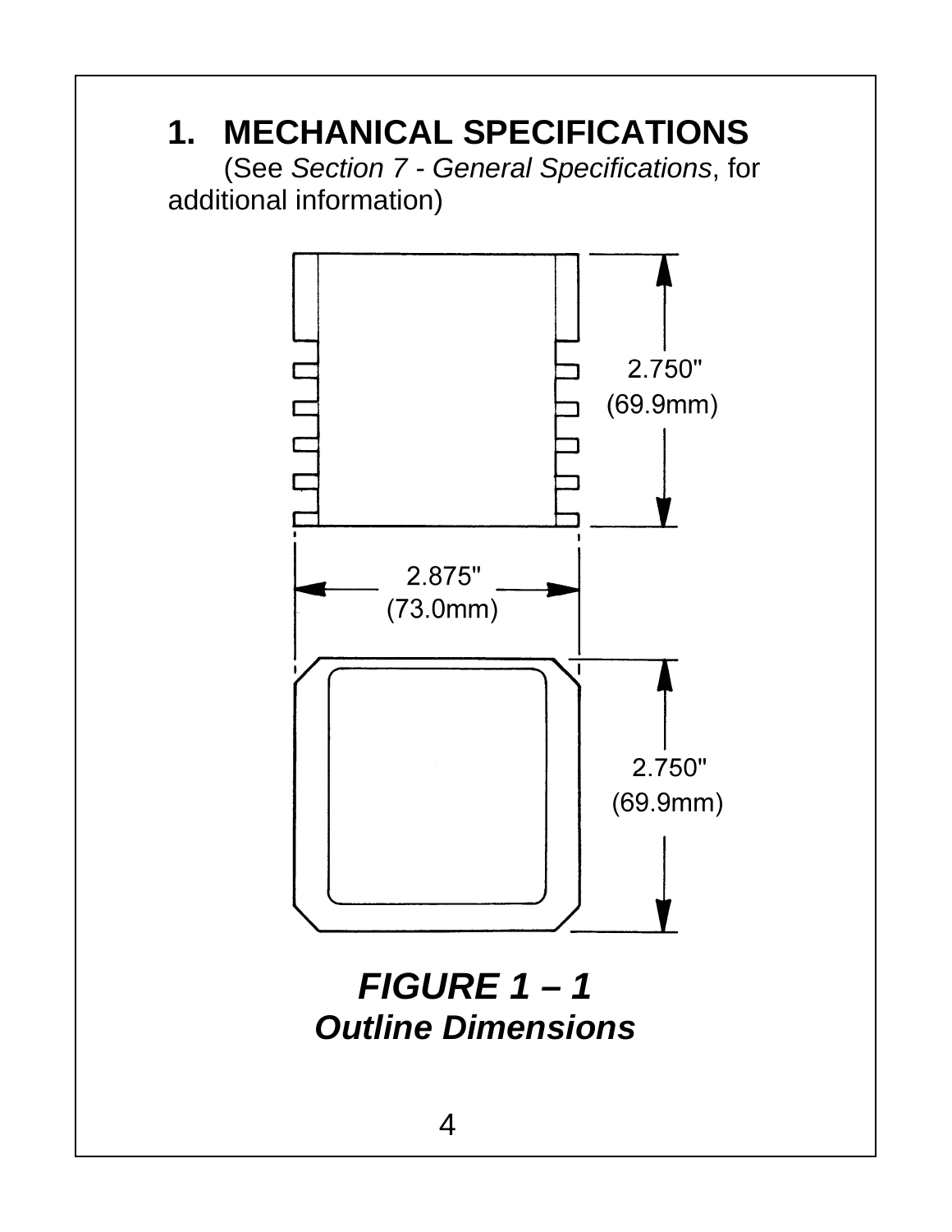# 1. MECHANICAL SPECIFICATIONS

(See *Section 7 - General Specifications*, for additional information)

2.750"
(69.9mm)

2.875"
(73.0mm)

2.750"
(69.9mm)

***FIGURE 1 – 1***
***Outline Dimensions***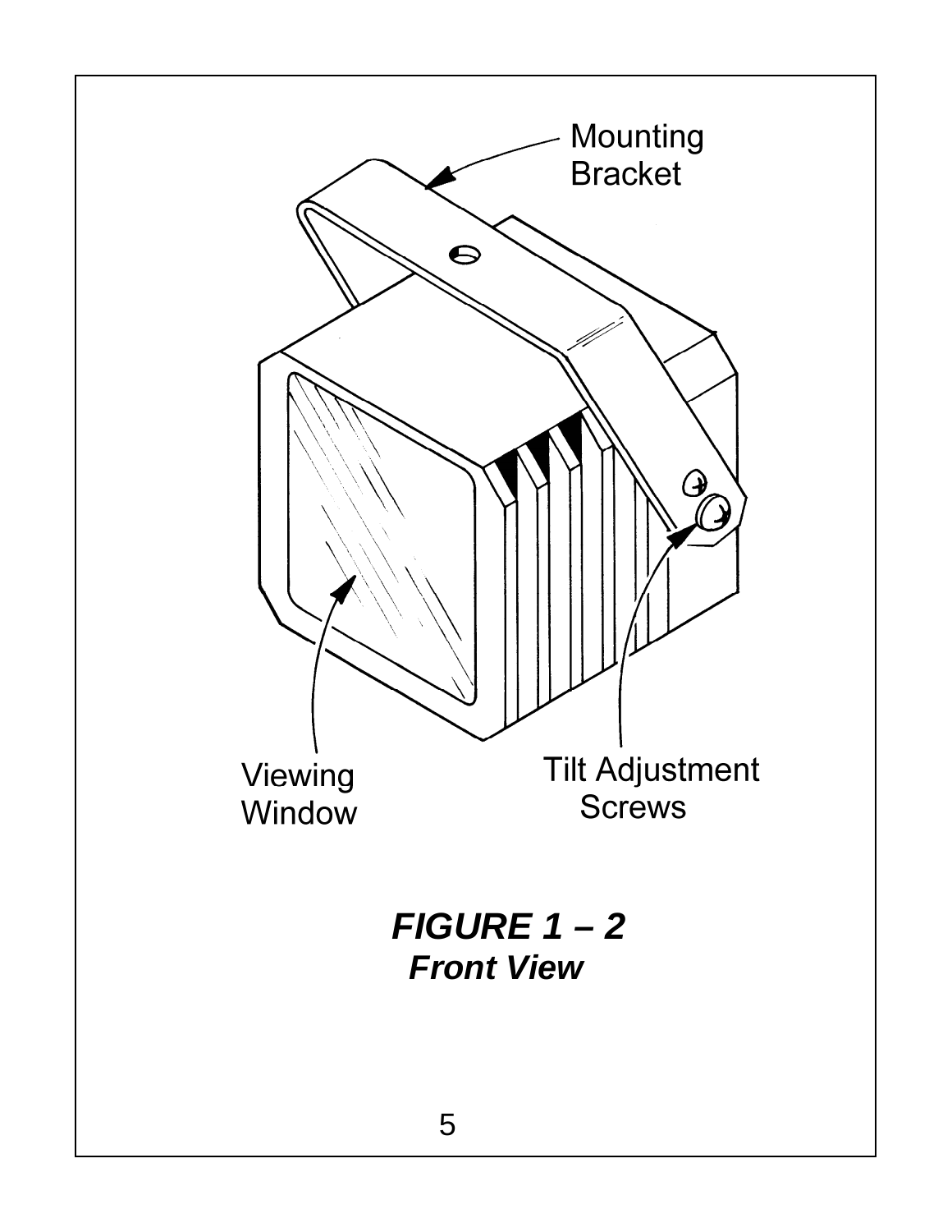Mounting
Bracket

Viewing
Window

Tilt Adjustment
Screws

***FIGURE 1 – 2***
***Front View***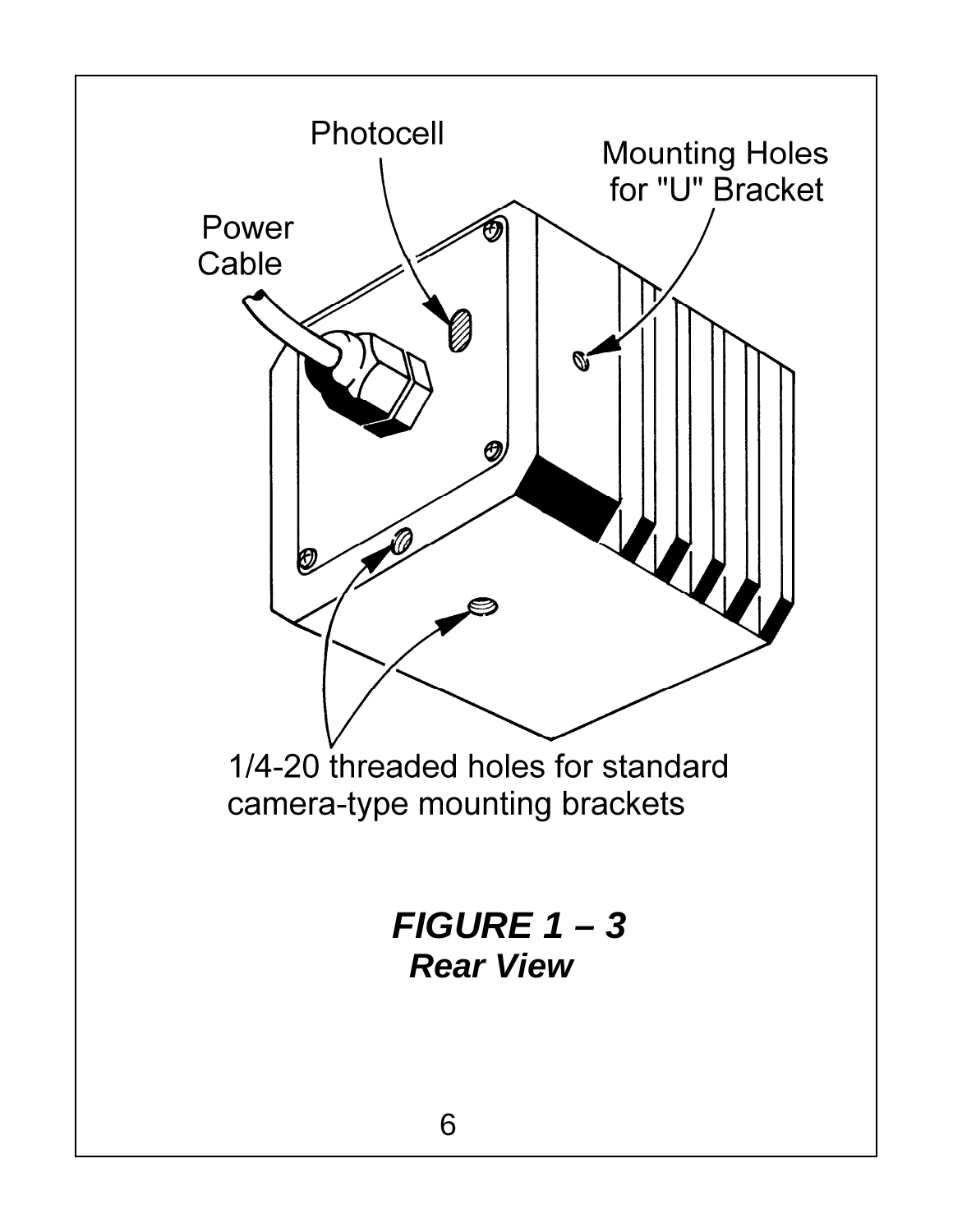Photocell

Mounting Holes for "U" Bracket

Power Cable

1/4-20 threaded holes for standard camera-type mounting brackets

***FIGURE 1 – 3***
***Rear View***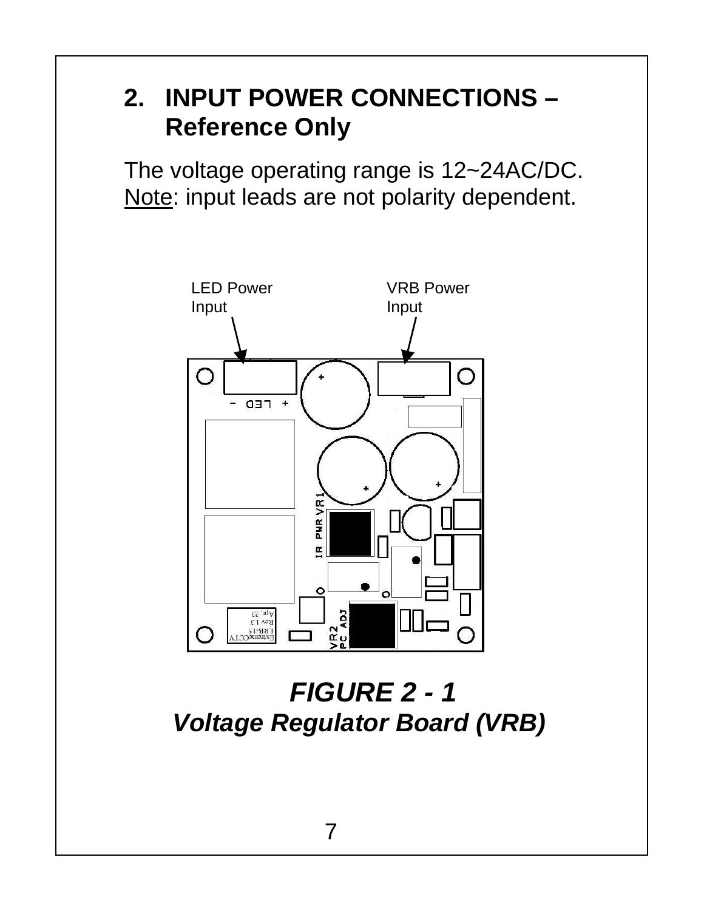## 2. INPUT POWER CONNECTIONS – Reference Only

The voltage operating range is 12~24AC/DC.
Note: input leads are not polarity dependent.

LED Power Input

VRB Power Input

***FIGURE 2 - 1***
***Voltage Regulator Board (VRB)***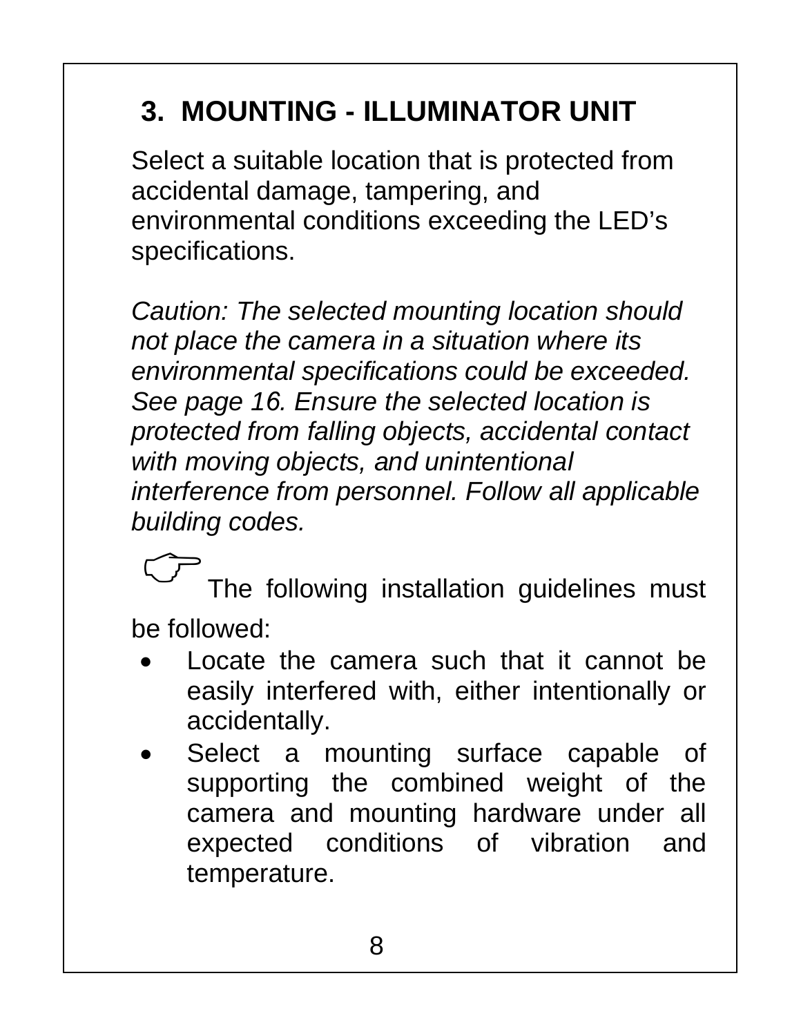## 3. MOUNTING - ILLUMINATOR UNIT

Select a suitable location that is protected from accidental damage, tampering, and environmental conditions exceeding the LED's specifications.

*Caution: The selected mounting location should not place the camera in a situation where its environmental specifications could be exceeded. See page 16. Ensure the selected location is protected from falling objects, accidental contact with moving objects, and unintentional interference from personnel. Follow all applicable building codes.*

☞ The following installation guidelines must be followed:

- Locate the camera such that it cannot be easily interfered with, either intentionally or accidentally.
- Select a mounting surface capable of supporting the combined weight of the camera and mounting hardware under all expected conditions of vibration and temperature.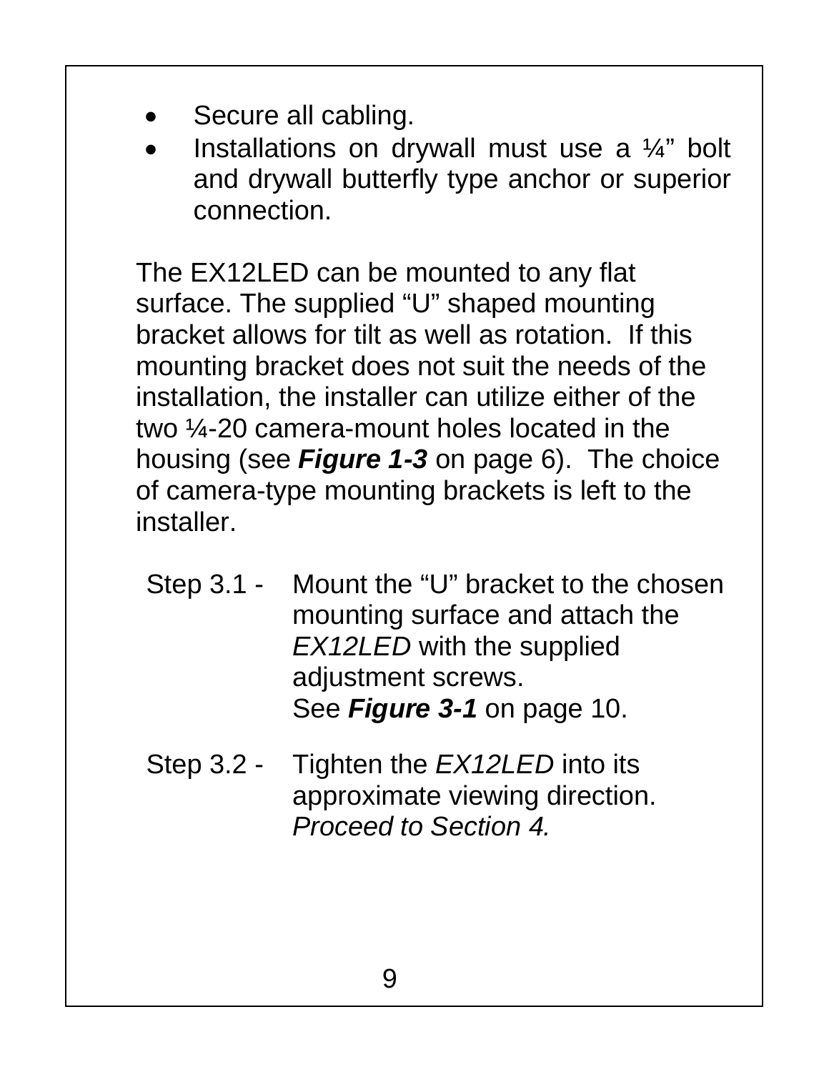- Secure all cabling.
- Installations on drywall must use a ¼" bolt and drywall butterfly type anchor or superior connection.

The EX12LED can be mounted to any flat surface. The supplied "U" shaped mounting bracket allows for tilt as well as rotation. If this mounting bracket does not suit the needs of the installation, the installer can utilize either of the two ¼-20 camera-mount holes located in the housing (see ***Figure 1-3*** on page 6). The choice of camera-type mounting brackets is left to the installer.

Step 3.1 - Mount the "U" bracket to the chosen mounting surface and attach the *EX12LED* with the supplied adjustment screws.
See ***Figure 3-1*** on page 10.

Step 3.2 - Tighten the *EX12LED* into its approximate viewing direction.
*Proceed to Section 4.*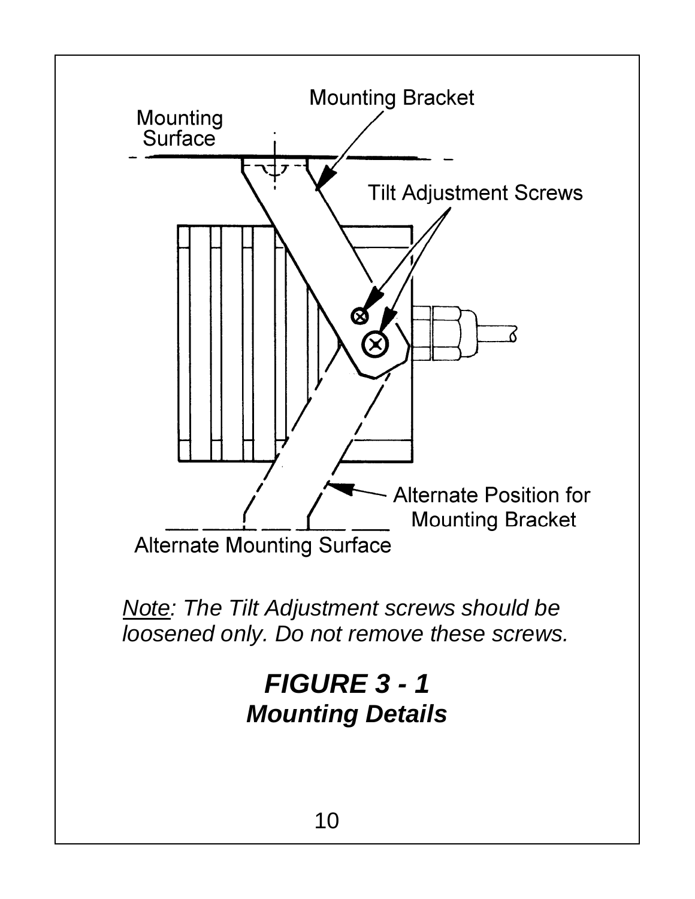Mounting Bracket

Mounting Surface

Tilt Adjustment Screws

Alternate Position for Mounting Bracket

Alternate Mounting Surface

*<u>Note</u>: The Tilt Adjustment screws should be loosened only. Do not remove these screws.*

***FIGURE 3 - 1***
***Mounting Details***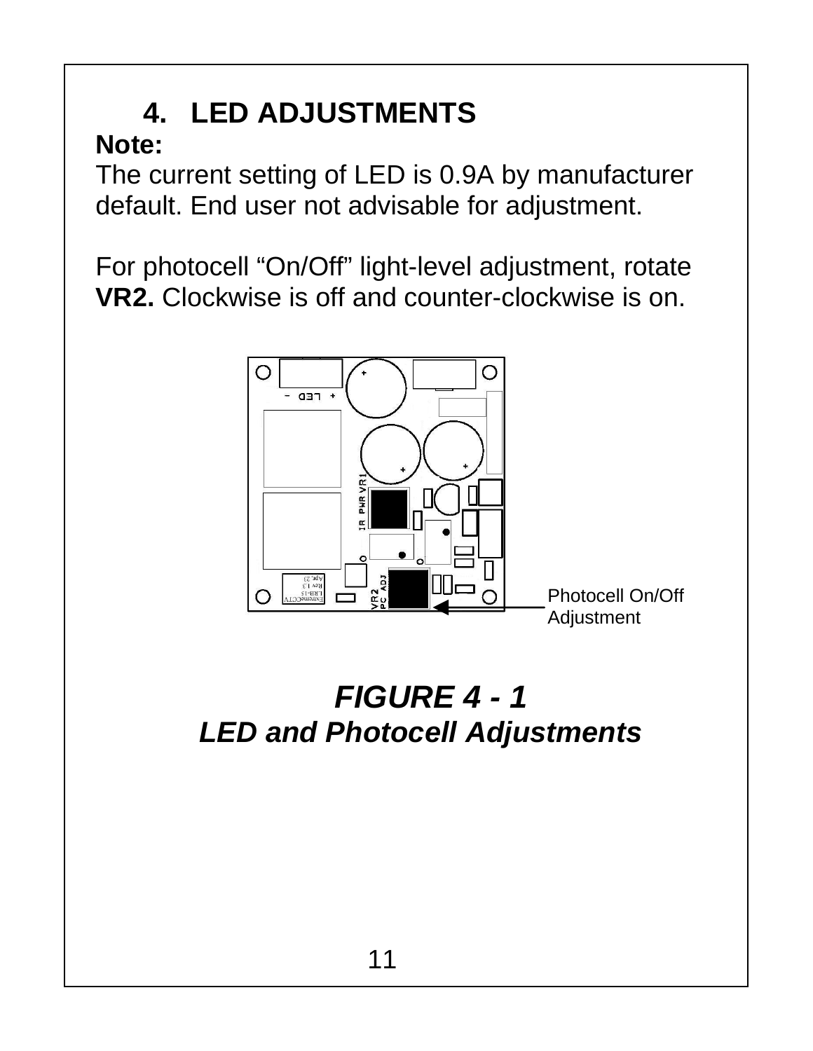## 4. LED ADJUSTMENTS

**Note:**

The current setting of LED is 0.9A by manufacturer default. End user not advisable for adjustment.

For photocell “On/Off” light-level adjustment, rotate **VR2.** Clockwise is off and counter-clockwise is on.

Photocell On/Off Adjustment

***FIGURE 4 - 1***

***LED and Photocell Adjustments***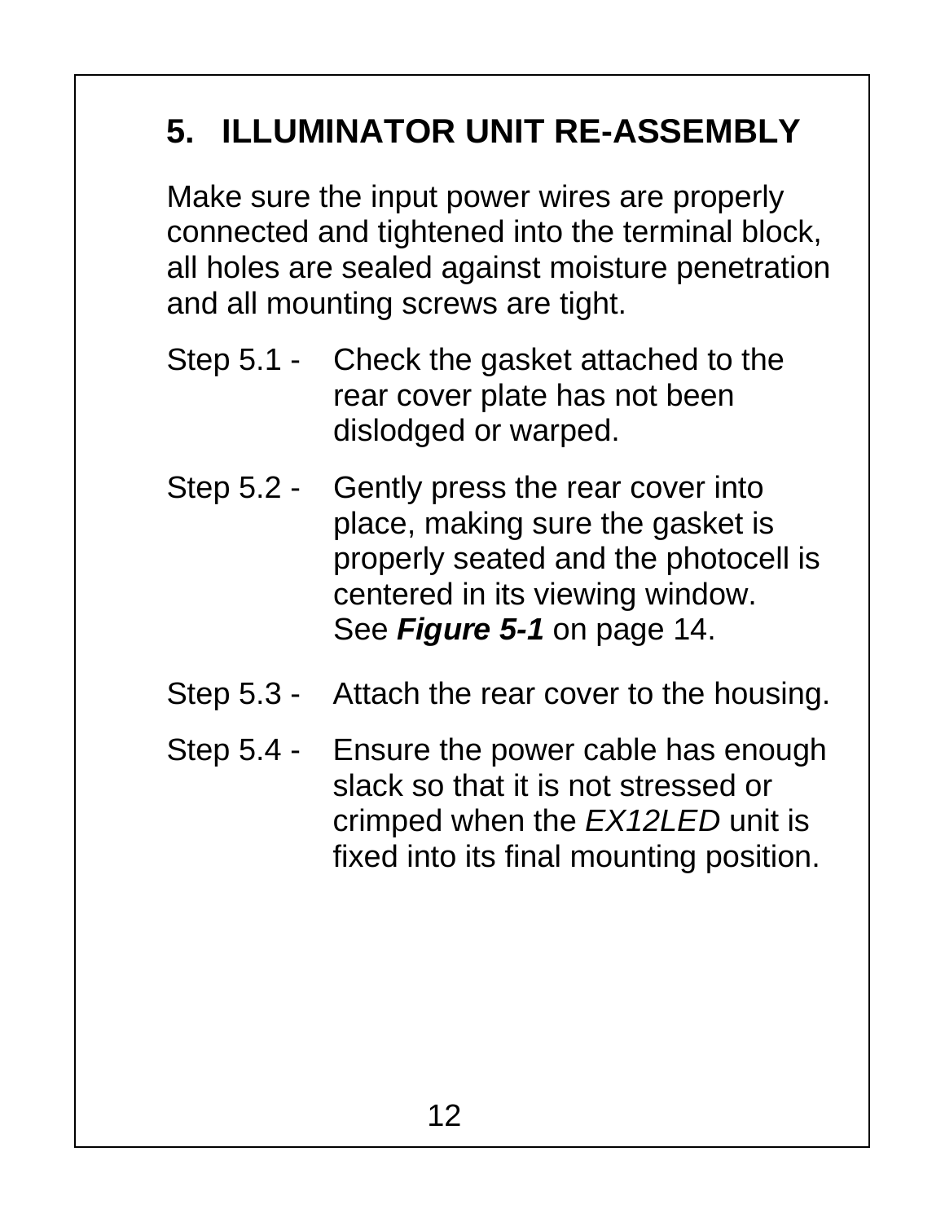## 5. ILLUMINATOR UNIT RE-ASSEMBLY

Make sure the input power wires are properly connected and tightened into the terminal block, all holes are sealed against moisture penetration and all mounting screws are tight.

Step 5.1 - Check the gasket attached to the rear cover plate has not been dislodged or warped.

Step 5.2 - Gently press the rear cover into place, making sure the gasket is properly seated and the photocell is centered in its viewing window. See ***Figure 5-1*** on page 14.

Step 5.3 - Attach the rear cover to the housing.

Step 5.4 - Ensure the power cable has enough slack so that it is not stressed or crimped when the *EX12LED* unit is fixed into its final mounting position.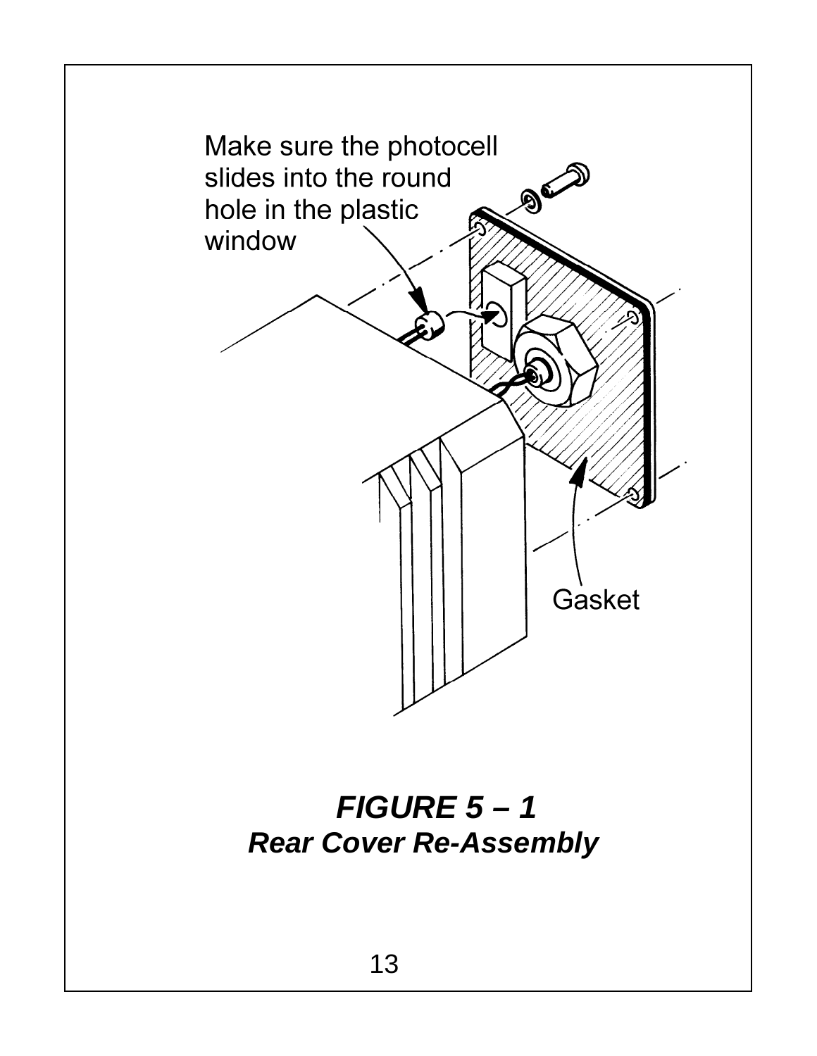Make sure the photocell slides into the round hole in the plastic window

Gasket

***FIGURE 5 – 1***
***Rear Cover Re-Assembly***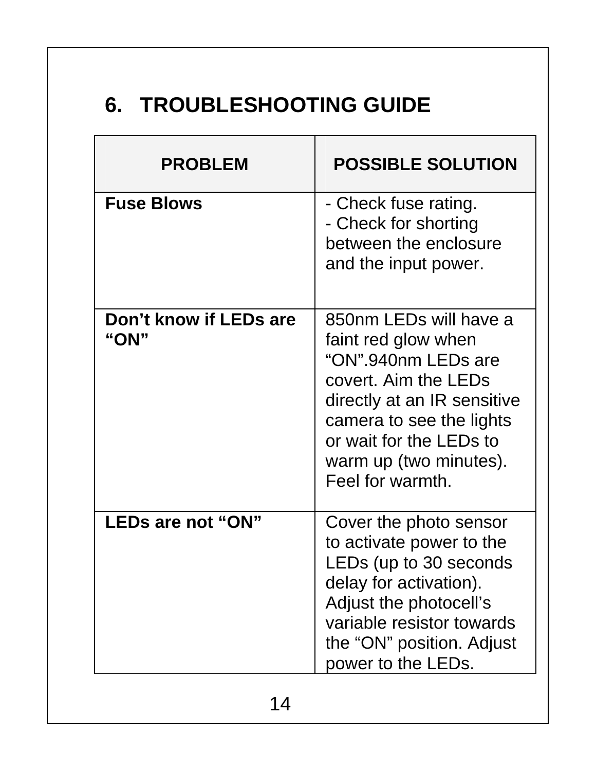## 6. TROUBLESHOOTING GUIDE

| PROBLEM | POSSIBLE SOLUTION |
|---|---|
| **Fuse Blows** | - Check fuse rating.<br>- Check for shorting between the enclosure and the input power. |
| **Don’t know if LEDs are “ON”** | 850nm LEDs will have a faint red glow when “ON”.940nm LEDs are covert. Aim the LEDs directly at an IR sensitive camera to see the lights or wait for the LEDs to warm up (two minutes). Feel for warmth. |
| **LEDs are not “ON”** | Cover the photo sensor to activate power to the LEDs (up to 30 seconds delay for activation). Adjust the photocell’s variable resistor towards the “ON” position. Adjust power to the LEDs. |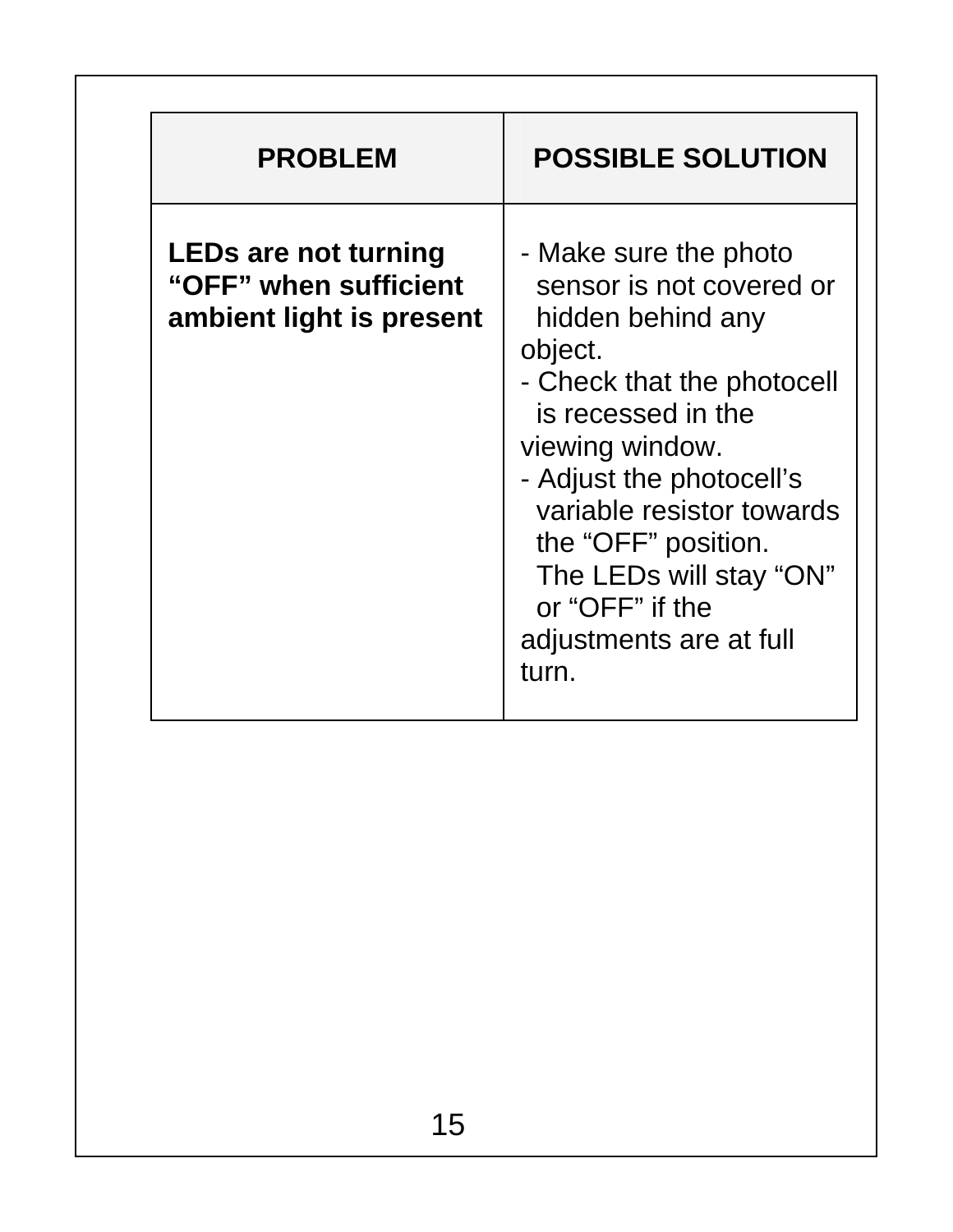| PROBLEM | POSSIBLE SOLUTION |
| --- | --- |
| **LEDs are not turning "OFF" when sufficient ambient light is present** | - Make sure the photo sensor is not covered or hidden behind any object.<br>- Check that the photocell is recessed in the viewing window.<br>- Adjust the photocell's variable resistor towards the "OFF" position. The LEDs will stay "ON" or "OFF" if the adjustments are at full turn. |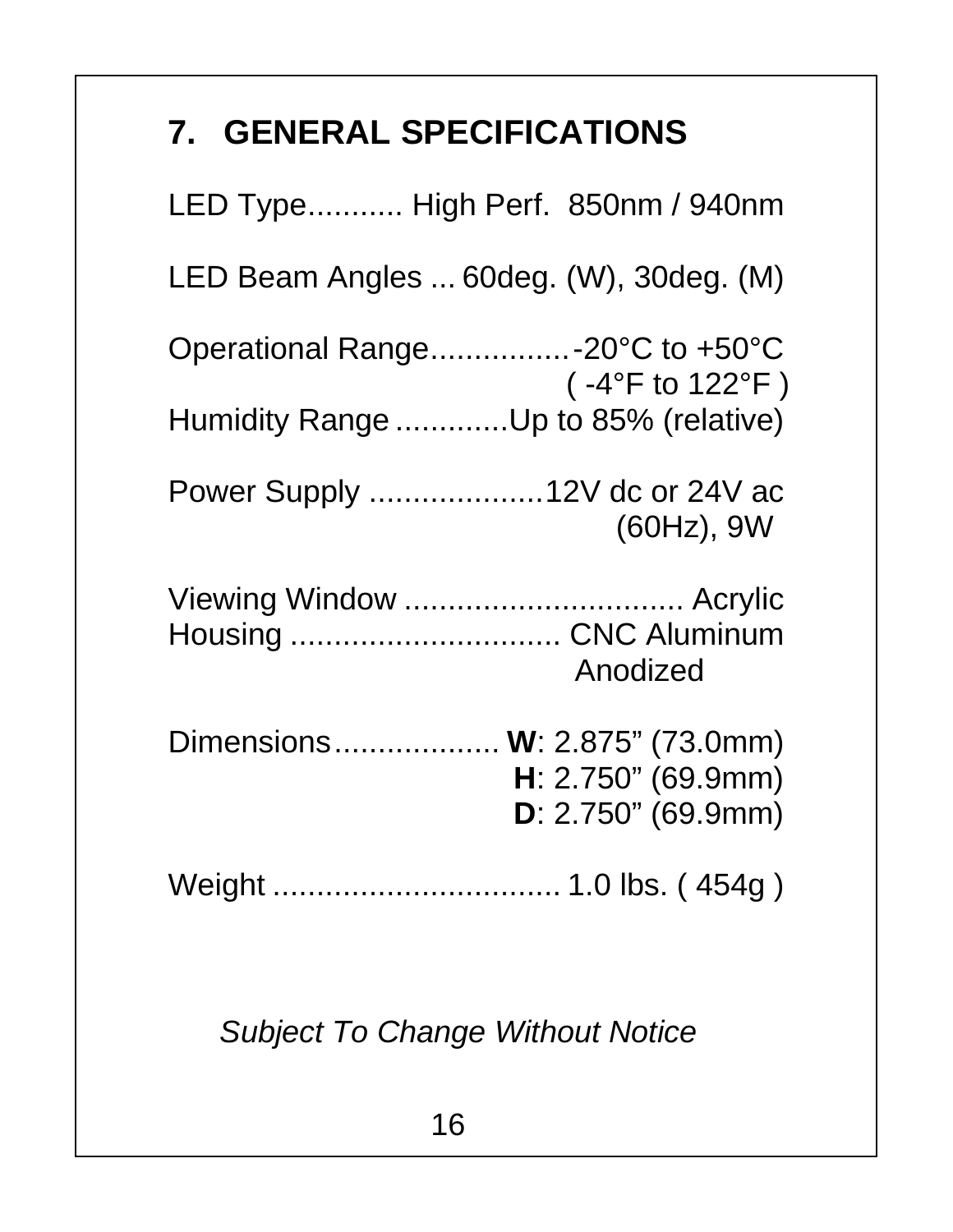## 7. GENERAL SPECIFICATIONS

LED Type........... High Perf. 850nm / 940nm

LED Beam Angles ... 60deg. (W), 30deg. (M)

Operational Range................-20°C to +50°C
( -4°F to 122°F )

Humidity Range .............Up to 85% (relative)

Power Supply ....................12V dc or 24V ac
(60Hz), 9W

Viewing Window ................................ Acrylic

Housing ............................... CNC Aluminum
Anodized

Dimensions................... **W**: 2.875" (73.0mm)
**H**: 2.750" (69.9mm)
**D**: 2.750" (69.9mm)

Weight ................................. 1.0 lbs. ( 454g )

*Subject To Change Without Notice*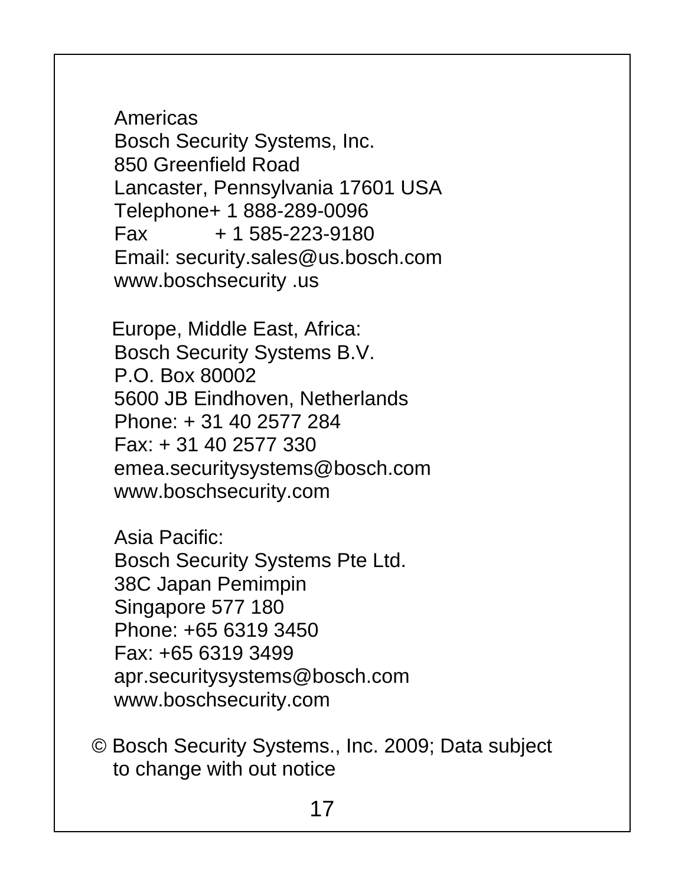Americas
Bosch Security Systems, Inc.
850 Greenfield Road
Lancaster, Pennsylvania 17601 USA
Telephone+ 1 888-289-0096
Fax + 1 585-223-9180
Email: security.sales@us.bosch.com
www.boschsecurity .us

Europe, Middle East, Africa:
Bosch Security Systems B.V.
P.O. Box 80002
5600 JB Eindhoven, Netherlands
Phone: + 31 40 2577 284
Fax: + 31 40 2577 330
emea.securitysystems@bosch.com
www.boschsecurity.com

Asia Pacific:
Bosch Security Systems Pte Ltd.
38C Japan Pemimpin
Singapore 577 180
Phone: +65 6319 3450
Fax: +65 6319 3499
apr.securitysystems@bosch.com
www.boschsecurity.com

© Bosch Security Systems., Inc. 2009; Data subject to change with out notice